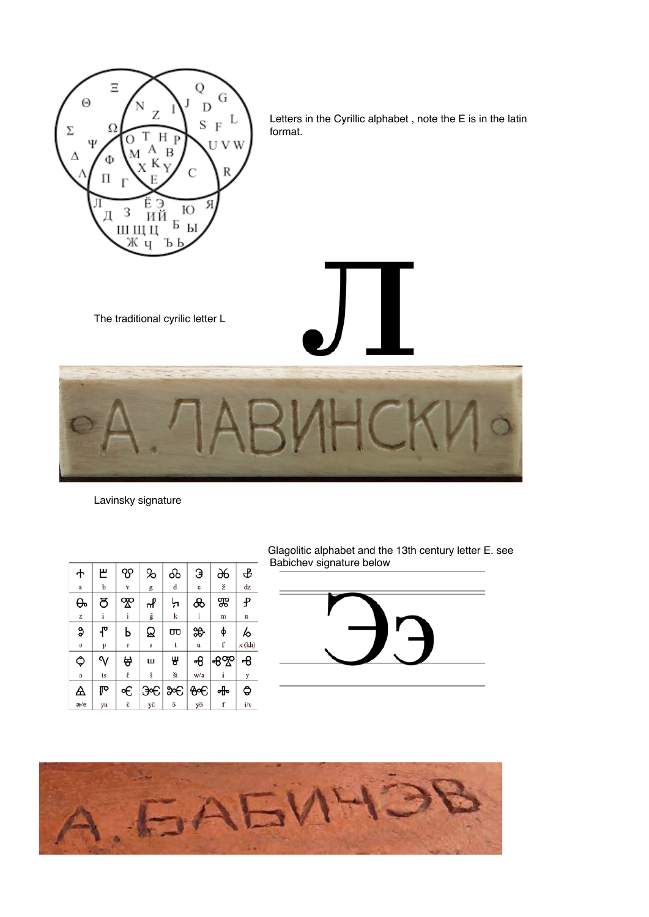Letters in the Cyrillic alphabet , note the E is in the latin format.

The traditional cyrilic letter L

Л

А. ЛАВИНСКИ

Lavinsky signature

Glagolitic alphabet and the 13th century letter E. see Babichev signature below

| ⰀⰀ | Ⰱ | Ⰲ | Ⰳ | Ⰴ | Ⰵ | Ⰶ | Ⰷ |
|---|---|---|---|---|---|---|---|
| a | b | v | g | d | ɛ | ž | dz |
| z | i | i | ǵ | k | l | m | n |
| ɔ | p | r | s | t | u | f | x (kh) |
| ɔ | ts | č | š | št | w/ɔ | ɨ | y |
| æ/e | yu | ẽ | yẽ | ɔ̃ | yɔ̃ | f | i/v |

Ээ

А. БАБИЧЭВ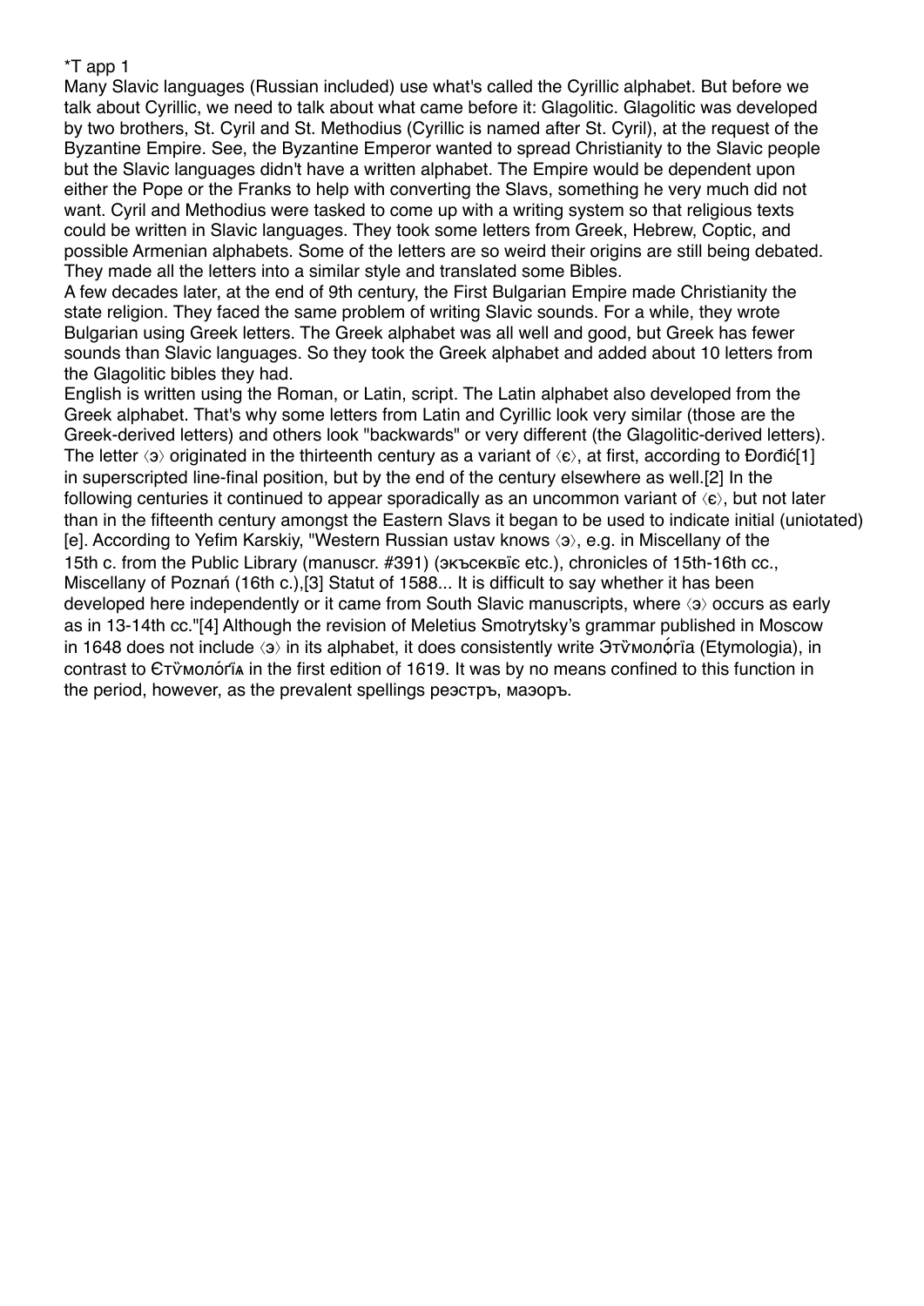*T app 1

Many Slavic languages (Russian included) use what's called the Cyrillic alphabet. But before we talk about Cyrillic, we need to talk about what came before it: Glagolitic. Glagolitic was developed by two brothers, St. Cyril and St. Methodius (Cyrillic is named after St. Cyril), at the request of the Byzantine Empire. See, the Byzantine Emperor wanted to spread Christianity to the Slavic people but the Slavic languages didn't have a written alphabet. The Empire would be dependent upon either the Pope or the Franks to help with converting the Slavs, something he very much did not want. Cyril and Methodius were tasked to come up with a writing system so that religious texts could be written in Slavic languages. They took some letters from Greek, Hebrew, Coptic, and possible Armenian alphabets. Some of the letters are so weird their origins are still being debated. They made all the letters into a similar style and translated some Bibles.

A few decades later, at the end of 9th century, the First Bulgarian Empire made Christianity the state religion. They faced the same problem of writing Slavic sounds. For a while, they wrote Bulgarian using Greek letters. The Greek alphabet was all well and good, but Greek has fewer sounds than Slavic languages. So they took the Greek alphabet and added about 10 letters from the Glagolitic bibles they had.

English is written using the Roman, or Latin, script. The Latin alphabet also developed from the Greek alphabet. That's why some letters from Latin and Cyrillic look very similar (those are the Greek-derived letters) and others look "backwards" or very different (the Glagolitic-derived letters). The letter ⟨э⟩ originated in the thirteenth century as a variant of ⟨є⟩, at first, according to Đorđić[1] in superscripted line-final position, but by the end of the century elsewhere as well.[2] In the following centuries it continued to appear sporadically as an uncommon variant of ⟨є⟩, but not later than in the fifteenth century amongst the Eastern Slavs it began to be used to indicate initial (uniotated) [e]. According to Yefim Karskiy, "Western Russian ustav knows ⟨э⟩, e.g. in Miscellany of the 15th c. from the Public Library (manuscr. #391) (экъсеквїє etc.), chronicles of 15th-16th cc., Miscellany of Poznań (16th c.),[3] Statut of 1588... It is difficult to say whether it has been developed here independently or it came from South Slavic manuscripts, where ⟨э⟩ occurs as early as in 13-14th cc."[4] Although the revision of Meletius Smotrytsky's grammar published in Moscow in 1648 does not include ⟨э⟩ in its alphabet, it does consistently write Этѷмолѻ́гїа (Etymologia), in contrast to Єтѷмоло́гїѧ in the first edition of 1619. It was by no means confined to this function in the period, however, as the prevalent spellings реэстръ, маэоръ.